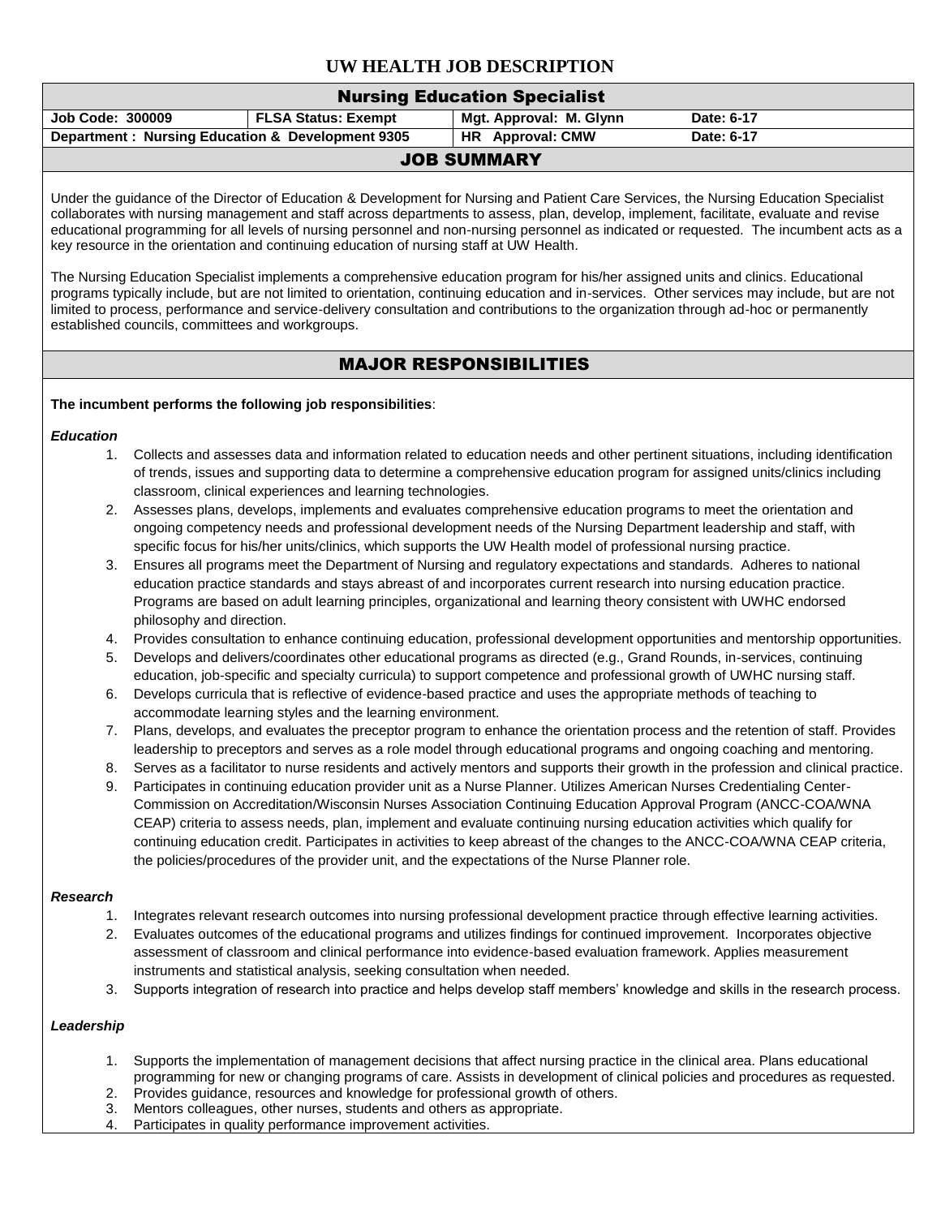# UW HEALTH JOB DESCRIPTION

## Nursing Education Specialist

| Job Code: 300009 | FLSA Status: Exempt | Mgt. Approval: M. Glynn | Date: 6-17 |
|---|---|---|---|
| Department : Nursing Education & Development 9305 | | HR Approval: CMW | Date: 6-17 |

## JOB SUMMARY

Under the guidance of the Director of Education & Development for Nursing and Patient Care Services, the Nursing Education Specialist collaborates with nursing management and staff across departments to assess, plan, develop, implement, facilitate, evaluate and revise educational programming for all levels of nursing personnel and non-nursing personnel as indicated or requested. The incumbent acts as a key resource in the orientation and continuing education of nursing staff at UW Health.

The Nursing Education Specialist implements a comprehensive education program for his/her assigned units and clinics. Educational programs typically include, but are not limited to orientation, continuing education and in-services. Other services may include, but are not limited to process, performance and service-delivery consultation and contributions to the organization through ad-hoc or permanently established councils, committees and workgroups.

## MAJOR RESPONSIBILITIES

**The incumbent performs the following job responsibilities**:

***Education***

1. Collects and assesses data and information related to education needs and other pertinent situations, including identification of trends, issues and supporting data to determine a comprehensive education program for assigned units/clinics including classroom, clinical experiences and learning technologies.
2. Assesses plans, develops, implements and evaluates comprehensive education programs to meet the orientation and ongoing competency needs and professional development needs of the Nursing Department leadership and staff, with specific focus for his/her units/clinics, which supports the UW Health model of professional nursing practice.
3. Ensures all programs meet the Department of Nursing and regulatory expectations and standards. Adheres to national education practice standards and stays abreast of and incorporates current research into nursing education practice. Programs are based on adult learning principles, organizational and learning theory consistent with UWHC endorsed philosophy and direction.
4. Provides consultation to enhance continuing education, professional development opportunities and mentorship opportunities.
5. Develops and delivers/coordinates other educational programs as directed (e.g., Grand Rounds, in-services, continuing education, job-specific and specialty curricula) to support competence and professional growth of UWHC nursing staff.
6. Develops curricula that is reflective of evidence-based practice and uses the appropriate methods of teaching to accommodate learning styles and the learning environment.
7. Plans, develops, and evaluates the preceptor program to enhance the orientation process and the retention of staff. Provides leadership to preceptors and serves as a role model through educational programs and ongoing coaching and mentoring.
8. Serves as a facilitator to nurse residents and actively mentors and supports their growth in the profession and clinical practice.
9. Participates in continuing education provider unit as a Nurse Planner. Utilizes American Nurses Credentialing Center-Commission on Accreditation/Wisconsin Nurses Association Continuing Education Approval Program (ANCC-COA/WNA CEAP) criteria to assess needs, plan, implement and evaluate continuing nursing education activities which qualify for continuing education credit. Participates in activities to keep abreast of the changes to the ANCC-COA/WNA CEAP criteria, the policies/procedures of the provider unit, and the expectations of the Nurse Planner role.

***Research***

1. Integrates relevant research outcomes into nursing professional development practice through effective learning activities.
2. Evaluates outcomes of the educational programs and utilizes findings for continued improvement. Incorporates objective assessment of classroom and clinical performance into evidence-based evaluation framework. Applies measurement instruments and statistical analysis, seeking consultation when needed.
3. Supports integration of research into practice and helps develop staff members' knowledge and skills in the research process.

***Leadership***

1. Supports the implementation of management decisions that affect nursing practice in the clinical area. Plans educational programming for new or changing programs of care. Assists in development of clinical policies and procedures as requested.
2. Provides guidance, resources and knowledge for professional growth of others.
3. Mentors colleagues, other nurses, students and others as appropriate.
4. Participates in quality performance improvement activities.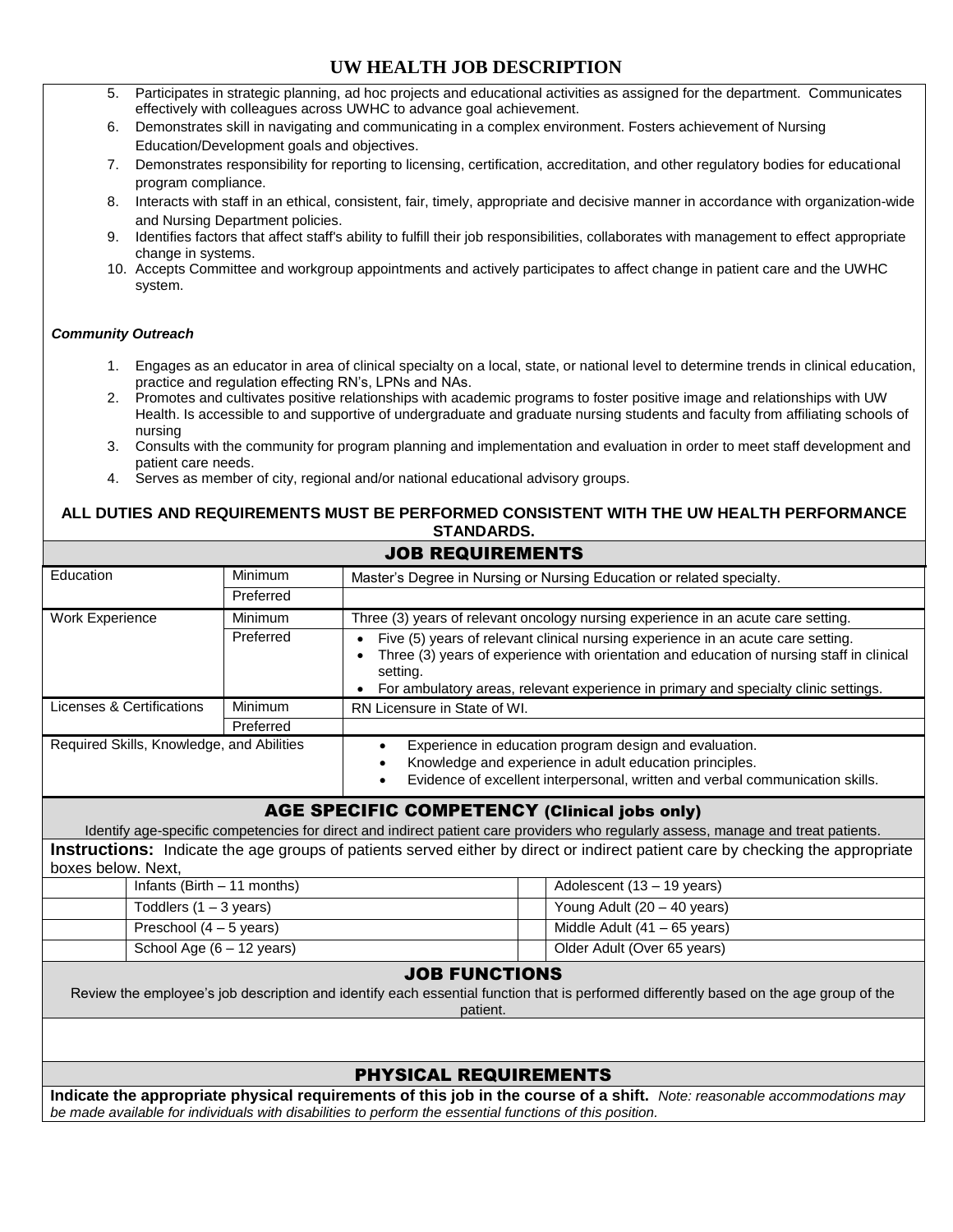# UW HEALTH JOB DESCRIPTION

5. Participates in strategic planning, ad hoc projects and educational activities as assigned for the department. Communicates effectively with colleagues across UWHC to advance goal achievement.
6. Demonstrates skill in navigating and communicating in a complex environment. Fosters achievement of Nursing Education/Development goals and objectives.
7. Demonstrates responsibility for reporting to licensing, certification, accreditation, and other regulatory bodies for educational program compliance.
8. Interacts with staff in an ethical, consistent, fair, timely, appropriate and decisive manner in accordance with organization-wide and Nursing Department policies.
9. Identifies factors that affect staff's ability to fulfill their job responsibilities, collaborates with management to effect appropriate change in systems.
10. Accepts Committee and workgroup appointments and actively participates to affect change in patient care and the UWHC system.

***Community Outreach***

1. Engages as an educator in area of clinical specialty on a local, state, or national level to determine trends in clinical education, practice and regulation effecting RN's, LPNs and NAs.
2. Promotes and cultivates positive relationships with academic programs to foster positive image and relationships with UW Health. Is accessible to and supportive of undergraduate and graduate nursing students and faculty from affiliating schools of nursing
3. Consults with the community for program planning and implementation and evaluation in order to meet staff development and patient care needs.
4. Serves as member of city, regional and/or national educational advisory groups.

**ALL DUTIES AND REQUIREMENTS MUST BE PERFORMED CONSISTENT WITH THE UW HEALTH PERFORMANCE STANDARDS.**

## JOB REQUIREMENTS

| | | |
|---|---|---|
| Education | Minimum | Master's Degree in Nursing or Nursing Education or related specialty. |
| | Preferred | |
| Work Experience | Minimum | Three (3) years of relevant oncology nursing experience in an acute care setting. |
| | Preferred | • Five (5) years of relevant clinical nursing experience in an acute care setting.<br>• Three (3) years of experience with orientation and education of nursing staff in clinical setting.<br>• For ambulatory areas, relevant experience in primary and specialty clinic settings. |
| Licenses & Certifications | Minimum | RN Licensure in State of WI. |
| | Preferred | |
| Required Skills, Knowledge, and Abilities | | • Experience in education program design and evaluation.<br>• Knowledge and experience in adult education principles.<br>• Evidence of excellent interpersonal, written and verbal communication skills. |

## AGE SPECIFIC COMPETENCY (Clinical jobs only)

Identify age-specific competencies for direct and indirect patient care providers who regularly assess, manage and treat patients.

**Instructions:** Indicate the age groups of patients served either by direct or indirect patient care by checking the appropriate boxes below. Next,

| | | | |
|---|---|---|---|
| | Infants (Birth – 11 months) | | Adolescent (13 – 19 years) |
| | Toddlers (1 – 3 years) | | Young Adult (20 – 40 years) |
| | Preschool (4 – 5 years) | | Middle Adult (41 – 65 years) |
| | School Age (6 – 12 years) | | Older Adult (Over 65 years) |

## JOB FUNCTIONS

Review the employee's job description and identify each essential function that is performed differently based on the age group of the patient.

## PHYSICAL REQUIREMENTS

**Indicate the appropriate physical requirements of this job in the course of a shift.** *Note: reasonable accommodations may be made available for individuals with disabilities to perform the essential functions of this position.*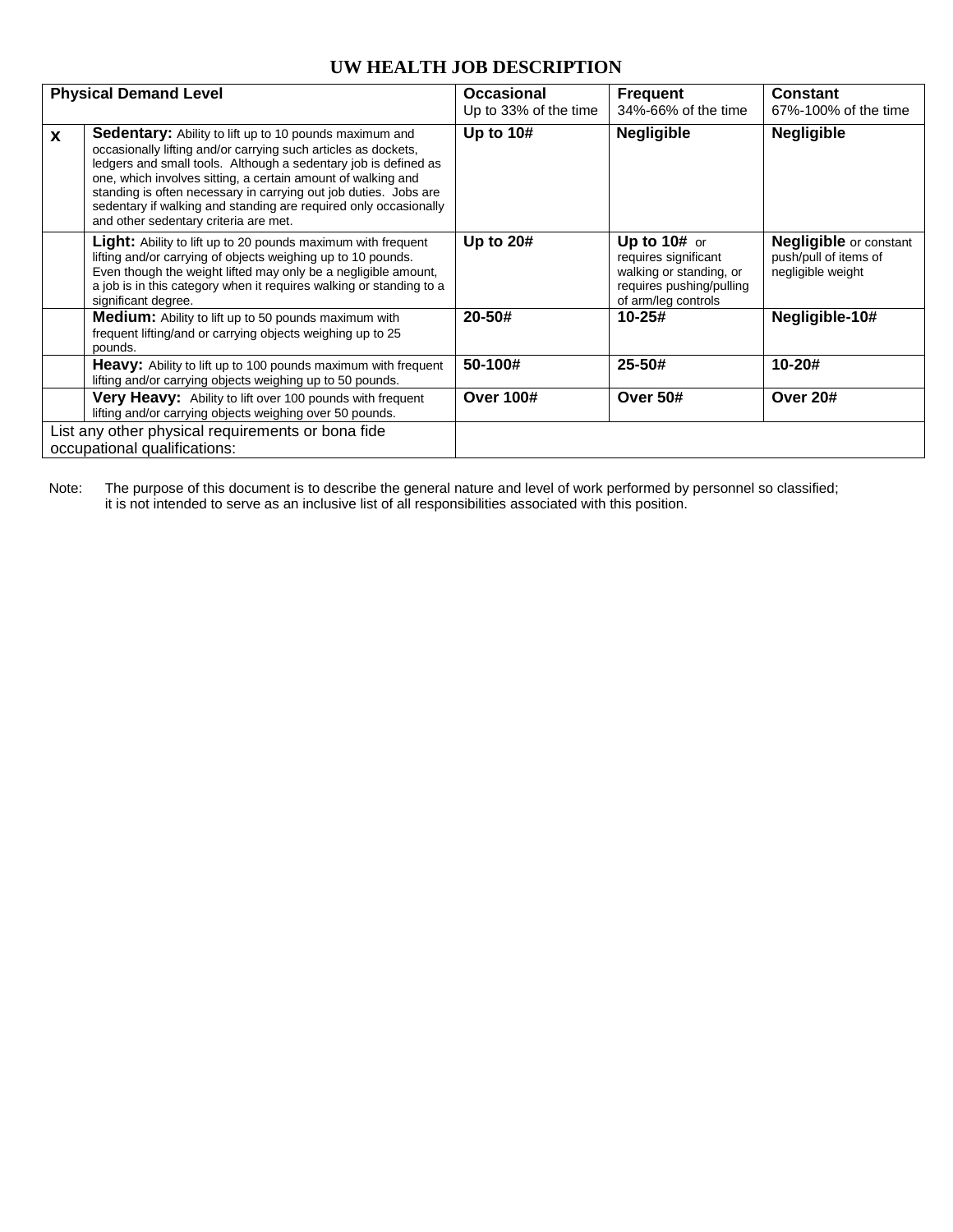# UW HEALTH JOB DESCRIPTION

| Physical Demand Level | | Occasional<br>Up to 33% of the time | Frequent<br>34%-66% of the time | Constant<br>67%-100% of the time |
|---|---|---|---|---|
| **x** | **Sedentary:** Ability to lift up to 10 pounds maximum and occasionally lifting and/or carrying such articles as dockets, ledgers and small tools. Although a sedentary job is defined as one, which involves sitting, a certain amount of walking and standing is often necessary in carrying out job duties. Jobs are sedentary if walking and standing are required only occasionally and other sedentary criteria are met. | **Up to 10#** | **Negligible** | **Negligible** |
| | **Light:** Ability to lift up to 20 pounds maximum with frequent lifting and/or carrying of objects weighing up to 10 pounds. Even though the weight lifted may only be a negligible amount, a job is in this category when it requires walking or standing to a significant degree. | **Up to 20#** | **Up to 10#** or requires significant walking or standing, or requires pushing/pulling of arm/leg controls | **Negligible** or constant push/pull of items of negligible weight |
| | **Medium:** Ability to lift up to 50 pounds maximum with frequent lifting/and or carrying objects weighing up to 25 pounds. | **20-50#** | **10-25#** | **Negligible-10#** |
| | **Heavy:** Ability to lift up to 100 pounds maximum with frequent lifting and/or carrying objects weighing up to 50 pounds. | **50-100#** | **25-50#** | **10-20#** |
| | **Very Heavy:** Ability to lift over 100 pounds with frequent lifting and/or carrying objects weighing over 50 pounds. | **Over 100#** | **Over 50#** | **Over 20#** |
| List any other physical requirements or bona fide occupational qualifications: | | | | |

Note: The purpose of this document is to describe the general nature and level of work performed by personnel so classified; it is not intended to serve as an inclusive list of all responsibilities associated with this position.